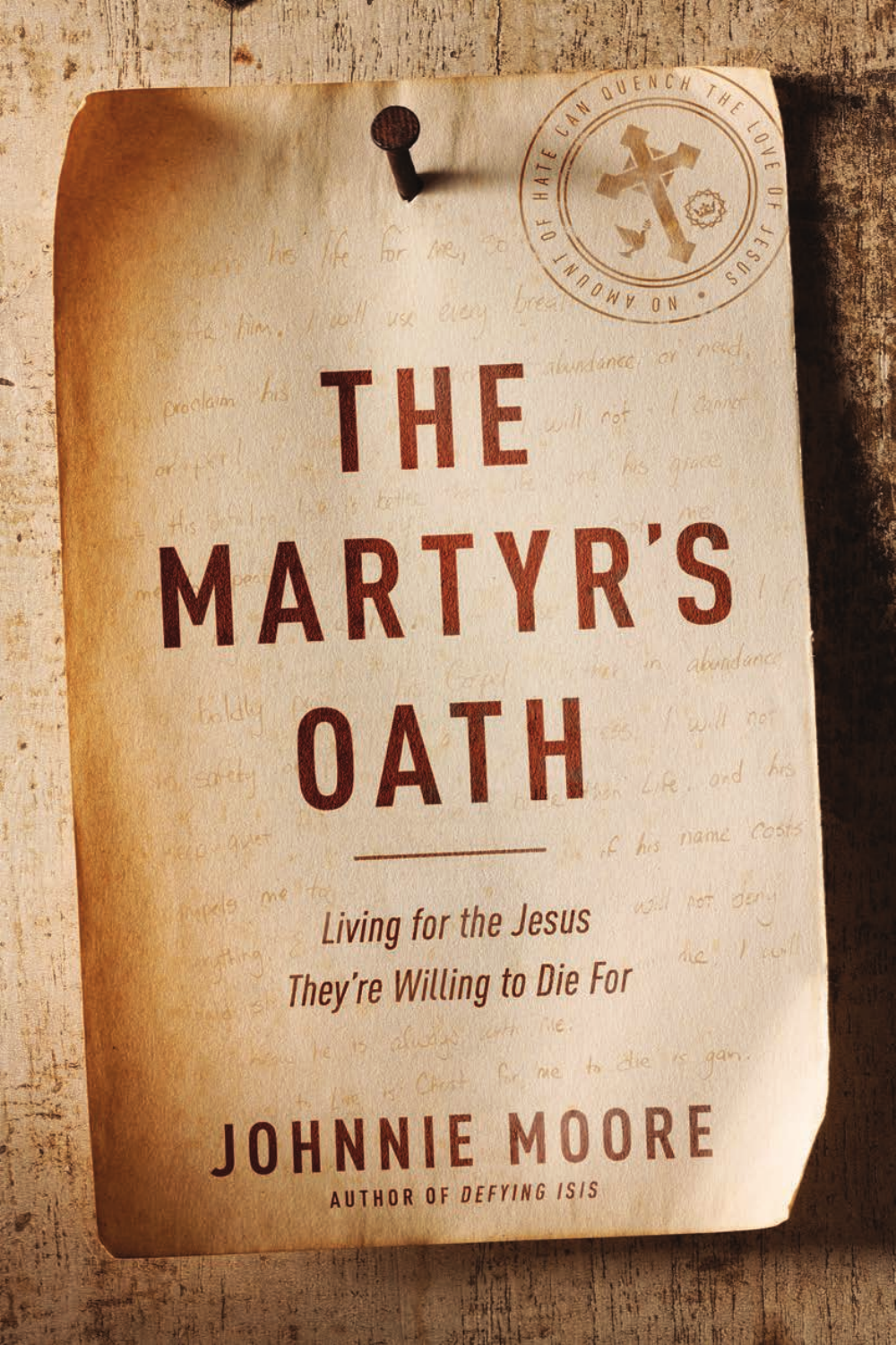# THE MARTYR'S OATH

*Living for the Jesus They're Willing to Die For*

## JOHNNIE MOORE

AUTHOR OF *DEFYING ISIS*

NO AMOUNT OF HATE CAN QUENCH THE LOVE OF JESUS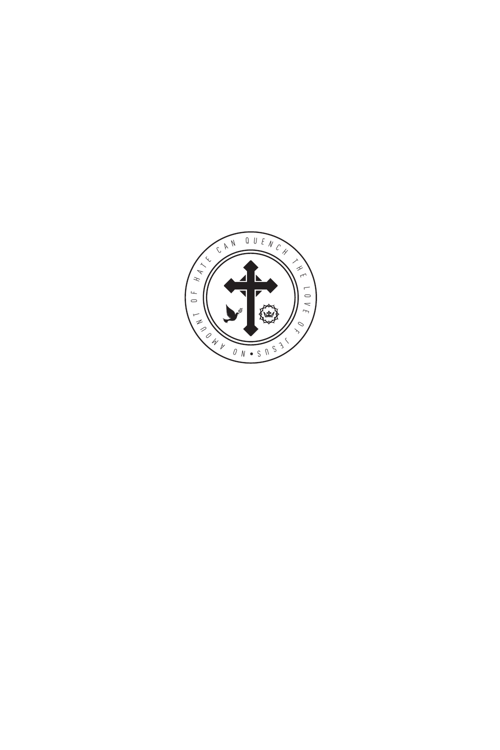NO AMOUNT OF HATE CAN QUENCH THE LOVE OF JESUS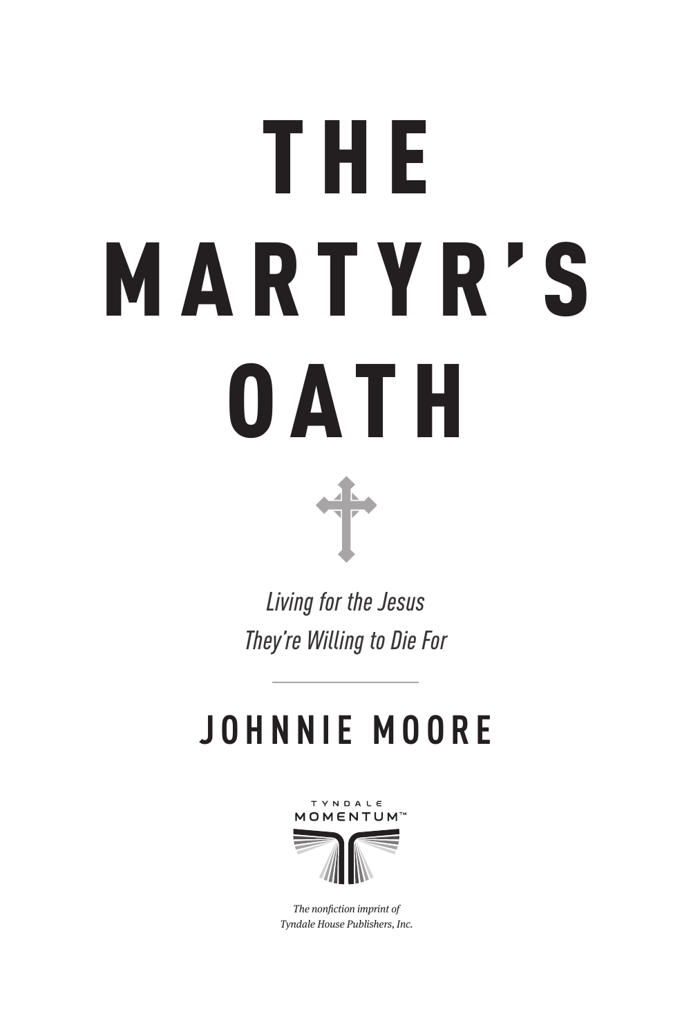# THE MARTYR'S OATH

*Living for the Jesus They're Willing to Die For*

## JOHNNIE MOORE

TYNDALE MOMENTUM™

*The nonfiction imprint of Tyndale House Publishers, Inc.*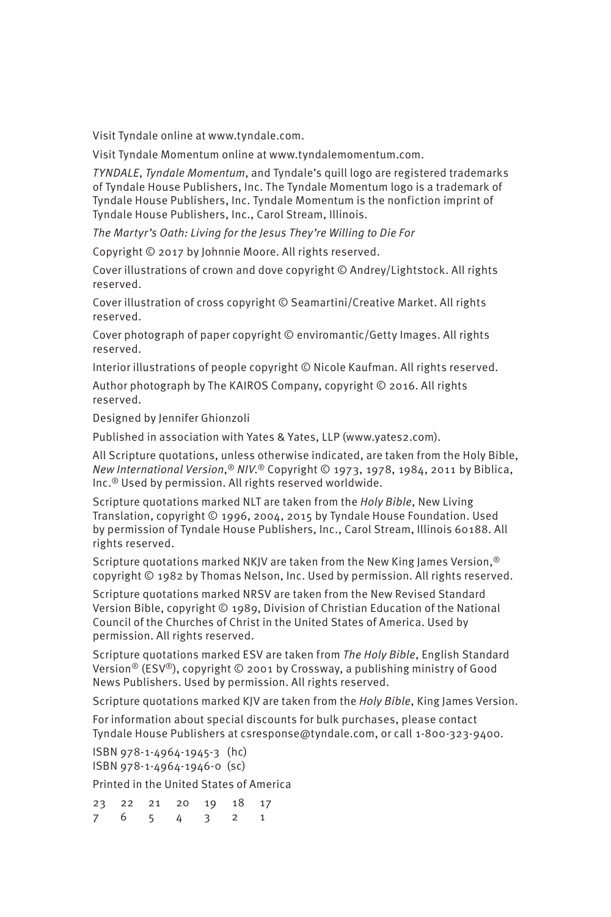Visit Tyndale online at www.tyndale.com.

Visit Tyndale Momentum online at www.tyndalemomentum.com.

*TYNDALE*, *Tyndale Momentum*, and Tyndale's quill logo are registered trademarks of Tyndale House Publishers, Inc. The Tyndale Momentum logo is a trademark of Tyndale House Publishers, Inc. Tyndale Momentum is the nonfiction imprint of Tyndale House Publishers, Inc., Carol Stream, Illinois.

*The Martyr's Oath: Living for the Jesus They're Willing to Die For*

Copyright © 2017 by Johnnie Moore. All rights reserved.

Cover illustrations of crown and dove copyright © Andrey/Lightstock. All rights reserved.

Cover illustration of cross copyright © Seamartini/Creative Market. All rights reserved.

Cover photograph of paper copyright © enviromantic/Getty Images. All rights reserved.

Interior illustrations of people copyright © Nicole Kaufman. All rights reserved.

Author photograph by The KAIROS Company, copyright © 2016. All rights reserved.

Designed by Jennifer Ghionzoli

Published in association with Yates & Yates, LLP (www.yates2.com).

All Scripture quotations, unless otherwise indicated, are taken from the Holy Bible, *New International Version*,® *NIV*.® Copyright © 1973, 1978, 1984, 2011 by Biblica, Inc.® Used by permission. All rights reserved worldwide.

Scripture quotations marked NLT are taken from the *Holy Bible*, New Living Translation, copyright © 1996, 2004, 2015 by Tyndale House Foundation. Used by permission of Tyndale House Publishers, Inc., Carol Stream, Illinois 60188. All rights reserved.

Scripture quotations marked NKJV are taken from the New King James Version,® copyright © 1982 by Thomas Nelson, Inc. Used by permission. All rights reserved.

Scripture quotations marked NRSV are taken from the New Revised Standard Version Bible, copyright © 1989, Division of Christian Education of the National Council of the Churches of Christ in the United States of America. Used by permission. All rights reserved.

Scripture quotations marked ESV are taken from *The Holy Bible*, English Standard Version® (ESV®), copyright © 2001 by Crossway, a publishing ministry of Good News Publishers. Used by permission. All rights reserved.

Scripture quotations marked KJV are taken from the *Holy Bible*, King James Version.

For information about special discounts for bulk purchases, please contact Tyndale House Publishers at csresponse@tyndale.com, or call 1-800-323-9400.

ISBN 978-1-4964-1945-3 (hc)
ISBN 978-1-4964-1946-0 (sc)

Printed in the United States of America

23 22 21 20 19 18 17
7 6 5 4 3 2 1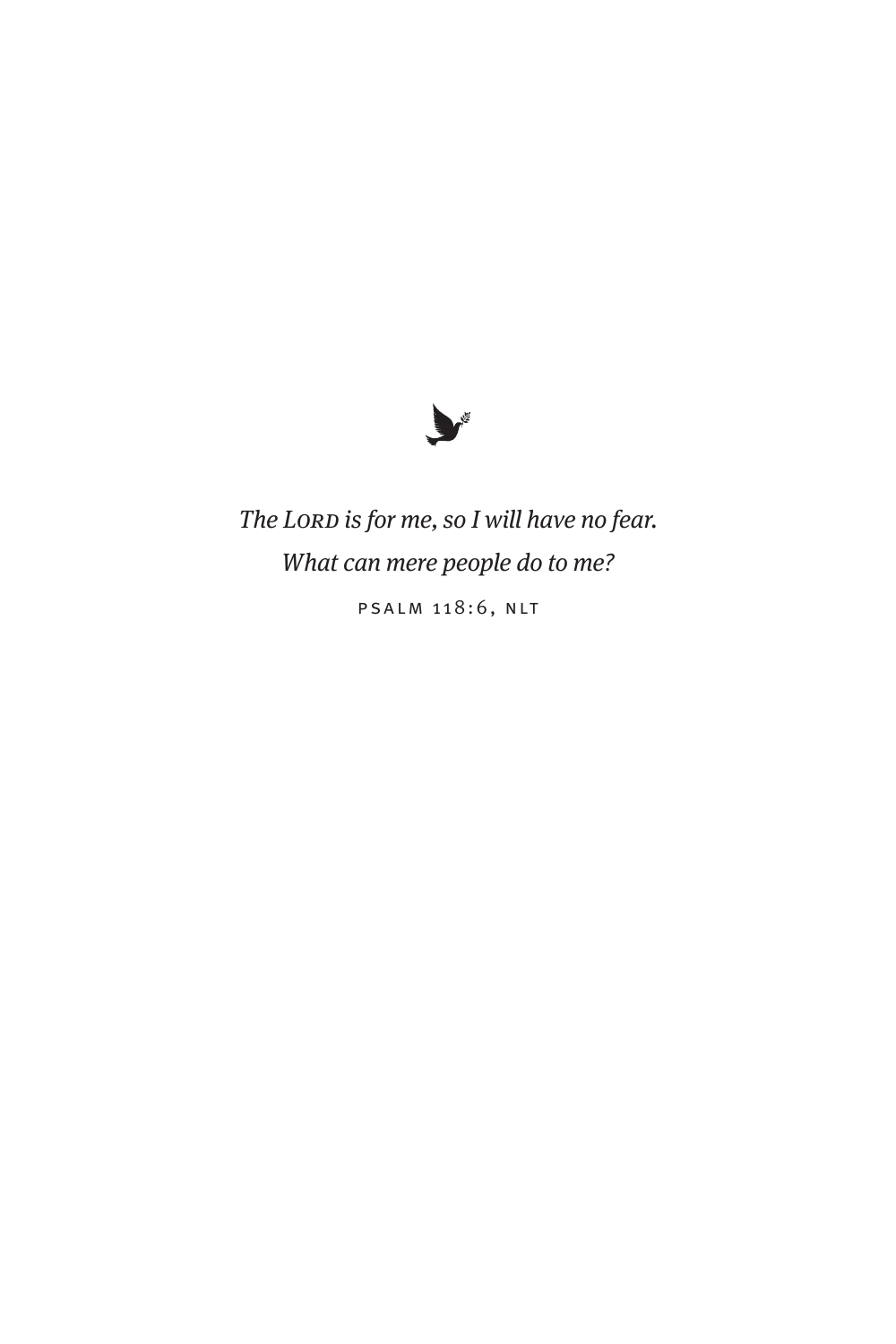*The Lord is for me, so I will have no fear.*
*What can mere people do to me?*

PSALM 118:6, NLT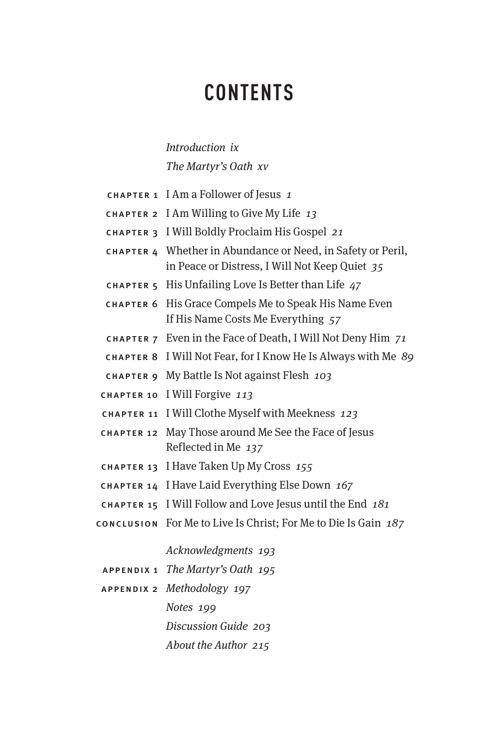# CONTENTS

*Introduction ix*

*The Martyr's Oath xv*

CHAPTER 1 I Am a Follower of Jesus *1*

CHAPTER 2 I Am Willing to Give My Life *13*

CHAPTER 3 I Will Boldly Proclaim His Gospel *21*

CHAPTER 4 Whether in Abundance or Need, in Safety or Peril, in Peace or Distress, I Will Not Keep Quiet *35*

CHAPTER 5 His Unfailing Love Is Better than Life *47*

CHAPTER 6 His Grace Compels Me to Speak His Name Even If His Name Costs Me Everything *57*

CHAPTER 7 Even in the Face of Death, I Will Not Deny Him *71*

CHAPTER 8 I Will Not Fear, for I Know He Is Always with Me *89*

CHAPTER 9 My Battle Is Not against Flesh *103*

CHAPTER 10 I Will Forgive *113*

CHAPTER 11 I Will Clothe Myself with Meekness *123*

CHAPTER 12 May Those around Me See the Face of Jesus Reflected in Me *137*

CHAPTER 13 I Have Taken Up My Cross *155*

CHAPTER 14 I Have Laid Everything Else Down *167*

CHAPTER 15 I Will Follow and Love Jesus until the End *181*

CONCLUSION For Me to Live Is Christ; For Me to Die Is Gain *187*

*Acknowledgments 193*

APPENDIX 1 *The Martyr's Oath 195*

APPENDIX 2 *Methodology 197*

*Notes 199*

*Discussion Guide 203*

*About the Author 215*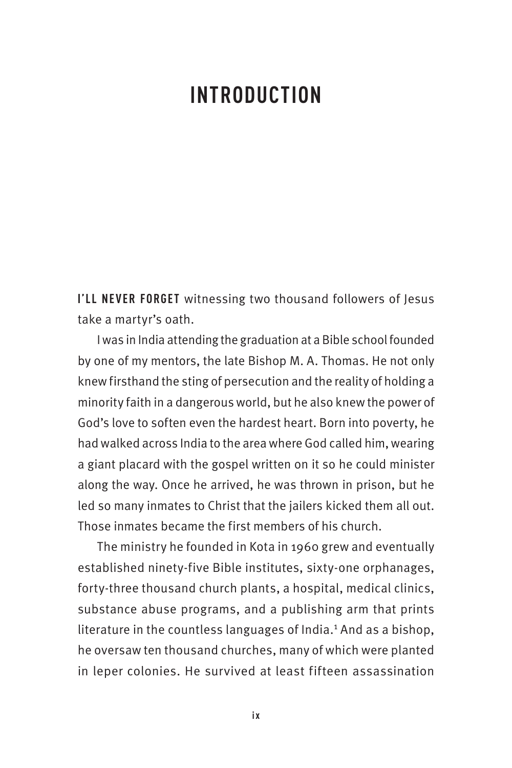# INTRODUCTION

**I'LL NEVER FORGET** witnessing two thousand followers of Jesus take a martyr's oath.

I was in India attending the graduation at a Bible school founded by one of my mentors, the late Bishop M. A. Thomas. He not only knew firsthand the sting of persecution and the reality of holding a minority faith in a dangerous world, but he also knew the power of God's love to soften even the hardest heart. Born into poverty, he had walked across India to the area where God called him, wearing a giant placard with the gospel written on it so he could minister along the way. Once he arrived, he was thrown in prison, but he led so many inmates to Christ that the jailers kicked them all out. Those inmates became the first members of his church.

The ministry he founded in Kota in 1960 grew and eventually established ninety-five Bible institutes, sixty-one orphanages, forty-three thousand church plants, a hospital, medical clinics, substance abuse programs, and a publishing arm that prints literature in the countless languages of India.[1] And as a bishop, he oversaw ten thousand churches, many of which were planted in leper colonies. He survived at least fifteen assassination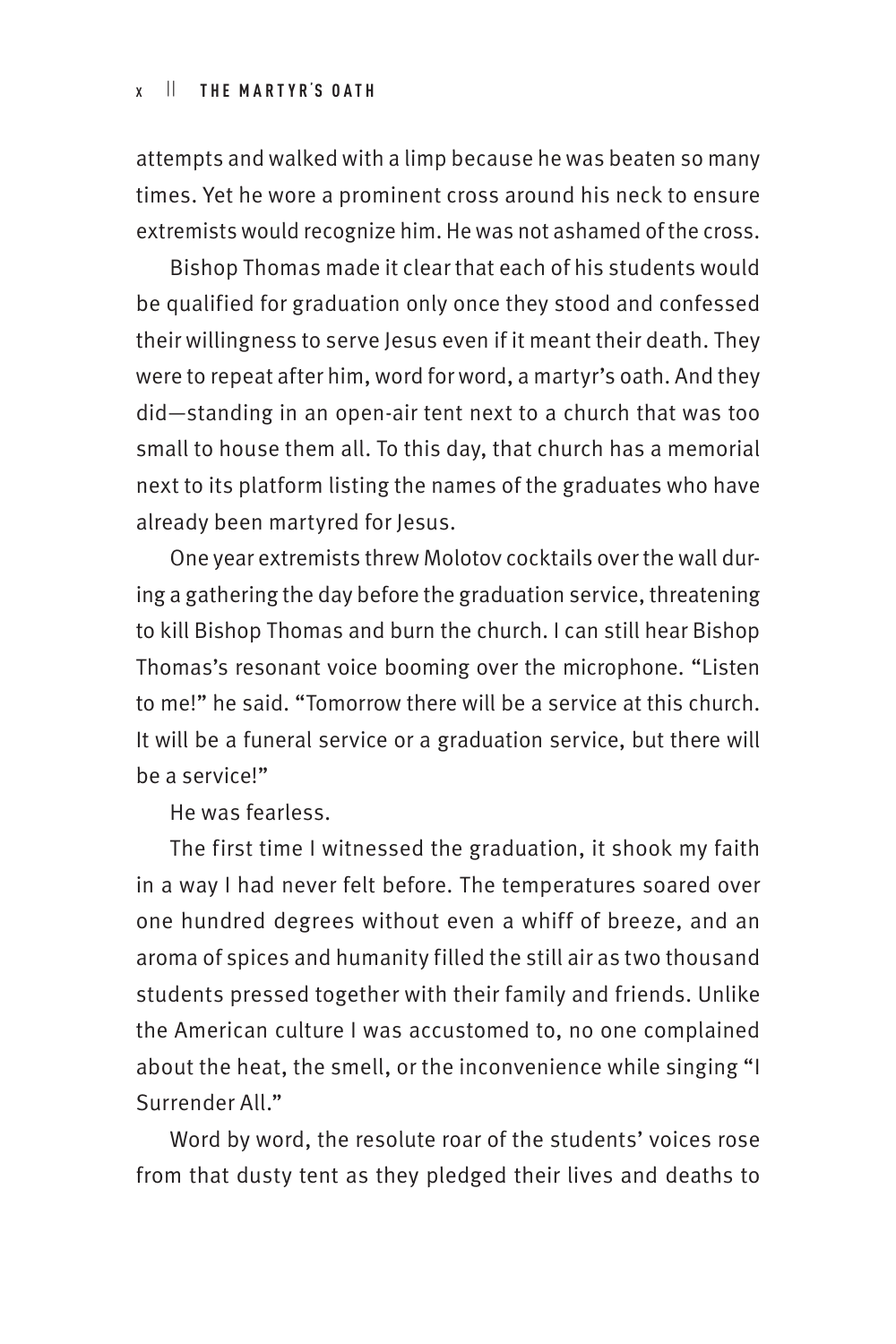attempts and walked with a limp because he was beaten so many times. Yet he wore a prominent cross around his neck to ensure extremists would recognize him. He was not ashamed of the cross.

Bishop Thomas made it clear that each of his students would be qualified for graduation only once they stood and confessed their willingness to serve Jesus even if it meant their death. They were to repeat after him, word for word, a martyr's oath. And they did—standing in an open-air tent next to a church that was too small to house them all. To this day, that church has a memorial next to its platform listing the names of the graduates who have already been martyred for Jesus.

One year extremists threw Molotov cocktails over the wall during a gathering the day before the graduation service, threatening to kill Bishop Thomas and burn the church. I can still hear Bishop Thomas's resonant voice booming over the microphone. "Listen to me!" he said. "Tomorrow there will be a service at this church. It will be a funeral service or a graduation service, but there will be a service!"

He was fearless.

The first time I witnessed the graduation, it shook my faith in a way I had never felt before. The temperatures soared over one hundred degrees without even a whiff of breeze, and an aroma of spices and humanity filled the still air as two thousand students pressed together with their family and friends. Unlike the American culture I was accustomed to, no one complained about the heat, the smell, or the inconvenience while singing "I Surrender All."

Word by word, the resolute roar of the students' voices rose from that dusty tent as they pledged their lives and deaths to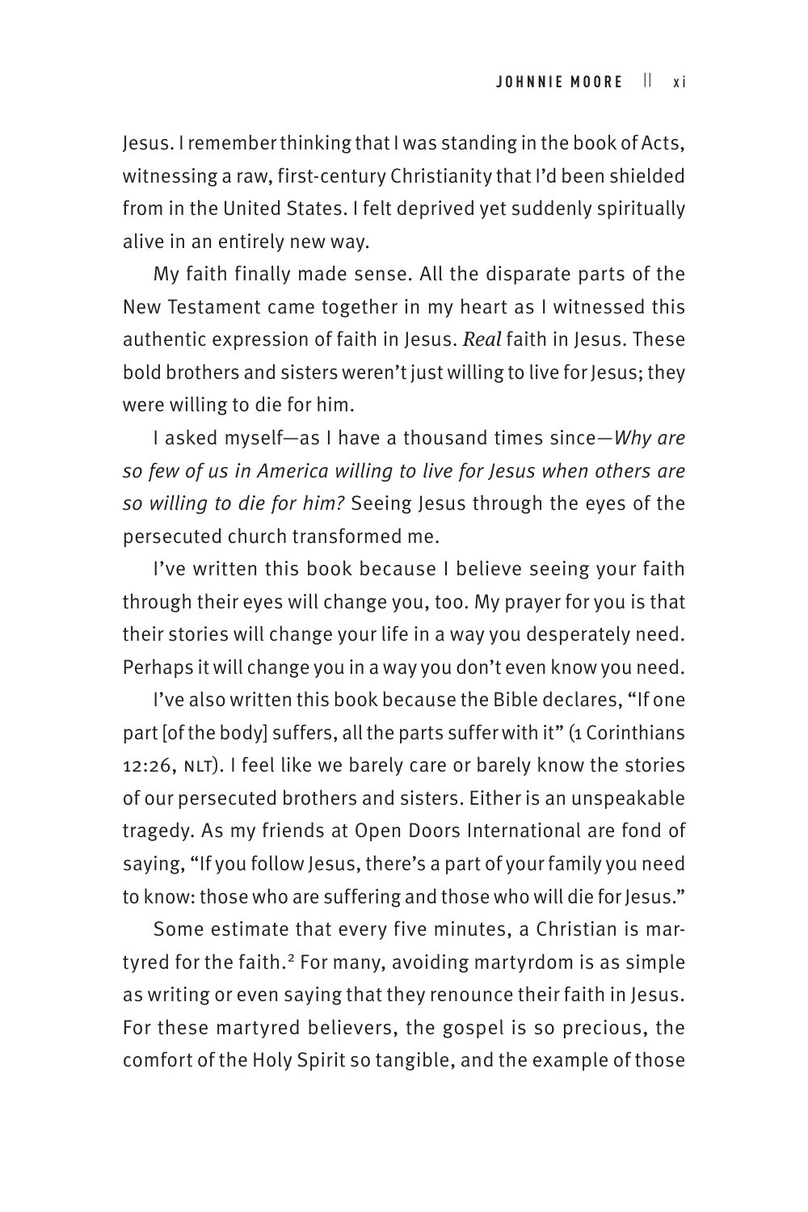Jesus. I remember thinking that I was standing in the book of Acts, witnessing a raw, first-century Christianity that I'd been shielded from in the United States. I felt deprived yet suddenly spiritually alive in an entirely new way.

My faith finally made sense. All the disparate parts of the New Testament came together in my heart as I witnessed this authentic expression of faith in Jesus. *Real* faith in Jesus. These bold brothers and sisters weren't just willing to live for Jesus; they were willing to die for him.

I asked myself—as I have a thousand times since—*Why are so few of us in America willing to live for Jesus when others are so willing to die for him?* Seeing Jesus through the eyes of the persecuted church transformed me.

I've written this book because I believe seeing your faith through their eyes will change you, too. My prayer for you is that their stories will change your life in a way you desperately need. Perhaps it will change you in a way you don't even know you need.

I've also written this book because the Bible declares, "If one part [of the body] suffers, all the parts suffer with it" (1 Corinthians 12:26, NLT). I feel like we barely care or barely know the stories of our persecuted brothers and sisters. Either is an unspeakable tragedy. As my friends at Open Doors International are fond of saying, "If you follow Jesus, there's a part of your family you need to know: those who are suffering and those who will die for Jesus."

Some estimate that every five minutes, a Christian is martyred for the faith.[2] For many, avoiding martyrdom is as simple as writing or even saying that they renounce their faith in Jesus. For these martyred believers, the gospel is so precious, the comfort of the Holy Spirit so tangible, and the example of those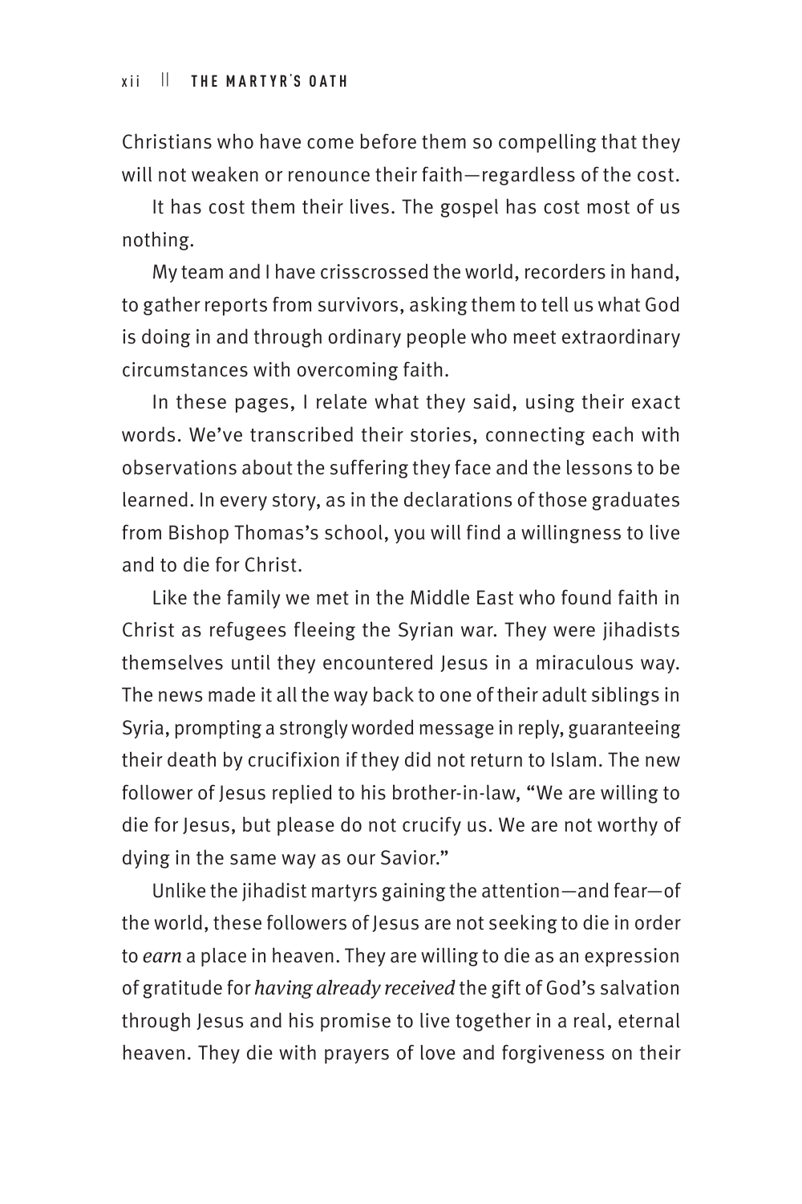Christians who have come before them so compelling that they will not weaken or renounce their faith—regardless of the cost.

It has cost them their lives. The gospel has cost most of us nothing.

My team and I have crisscrossed the world, recorders in hand, to gather reports from survivors, asking them to tell us what God is doing in and through ordinary people who meet extraordinary circumstances with overcoming faith.

In these pages, I relate what they said, using their exact words. We've transcribed their stories, connecting each with observations about the suffering they face and the lessons to be learned. In every story, as in the declarations of those graduates from Bishop Thomas's school, you will find a willingness to live and to die for Christ.

Like the family we met in the Middle East who found faith in Christ as refugees fleeing the Syrian war. They were jihadists themselves until they encountered Jesus in a miraculous way. The news made it all the way back to one of their adult siblings in Syria, prompting a strongly worded message in reply, guaranteeing their death by crucifixion if they did not return to Islam. The new follower of Jesus replied to his brother-in-law, "We are willing to die for Jesus, but please do not crucify us. We are not worthy of dying in the same way as our Savior."

Unlike the jihadist martyrs gaining the attention—and fear—of the world, these followers of Jesus are not seeking to die in order to *earn* a place in heaven. They are willing to die as an expression of gratitude for *having already received* the gift of God's salvation through Jesus and his promise to live together in a real, eternal heaven. They die with prayers of love and forgiveness on their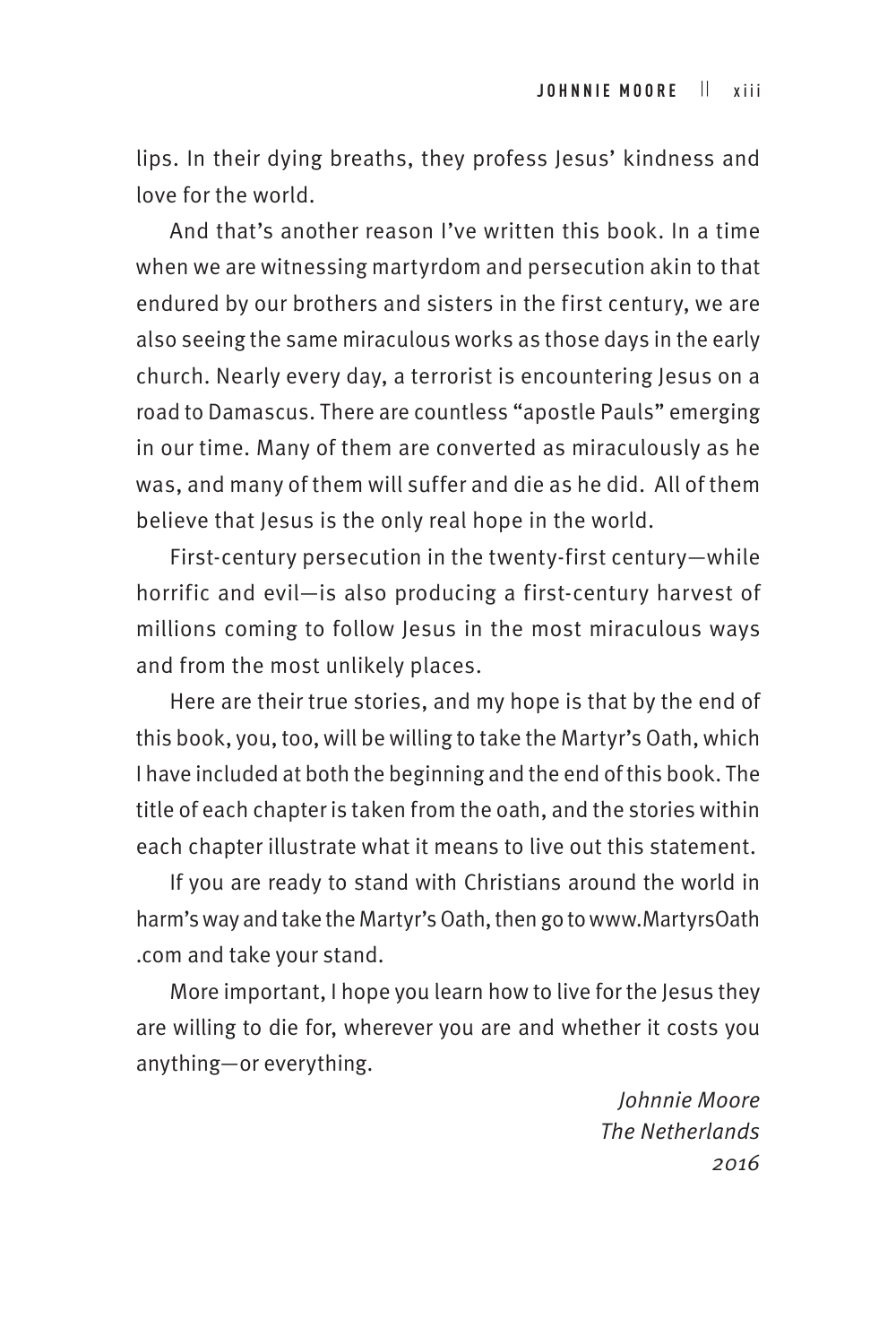lips. In their dying breaths, they profess Jesus' kindness and love for the world.

And that's another reason I've written this book. In a time when we are witnessing martyrdom and persecution akin to that endured by our brothers and sisters in the first century, we are also seeing the same miraculous works as those days in the early church. Nearly every day, a terrorist is encountering Jesus on a road to Damascus. There are countless "apostle Pauls" emerging in our time. Many of them are converted as miraculously as he was, and many of them will suffer and die as he did. All of them believe that Jesus is the only real hope in the world.

First-century persecution in the twenty-first century—while horrific and evil—is also producing a first-century harvest of millions coming to follow Jesus in the most miraculous ways and from the most unlikely places.

Here are their true stories, and my hope is that by the end of this book, you, too, will be willing to take the Martyr's Oath, which I have included at both the beginning and the end of this book. The title of each chapter is taken from the oath, and the stories within each chapter illustrate what it means to live out this statement.

If you are ready to stand with Christians around the world in harm's way and take the Martyr's Oath, then go to www.MartyrsOath.com and take your stand.

More important, I hope you learn how to live for the Jesus they are willing to die for, wherever you are and whether it costs you anything—or everything.

*Johnnie Moore*
*The Netherlands*
*2016*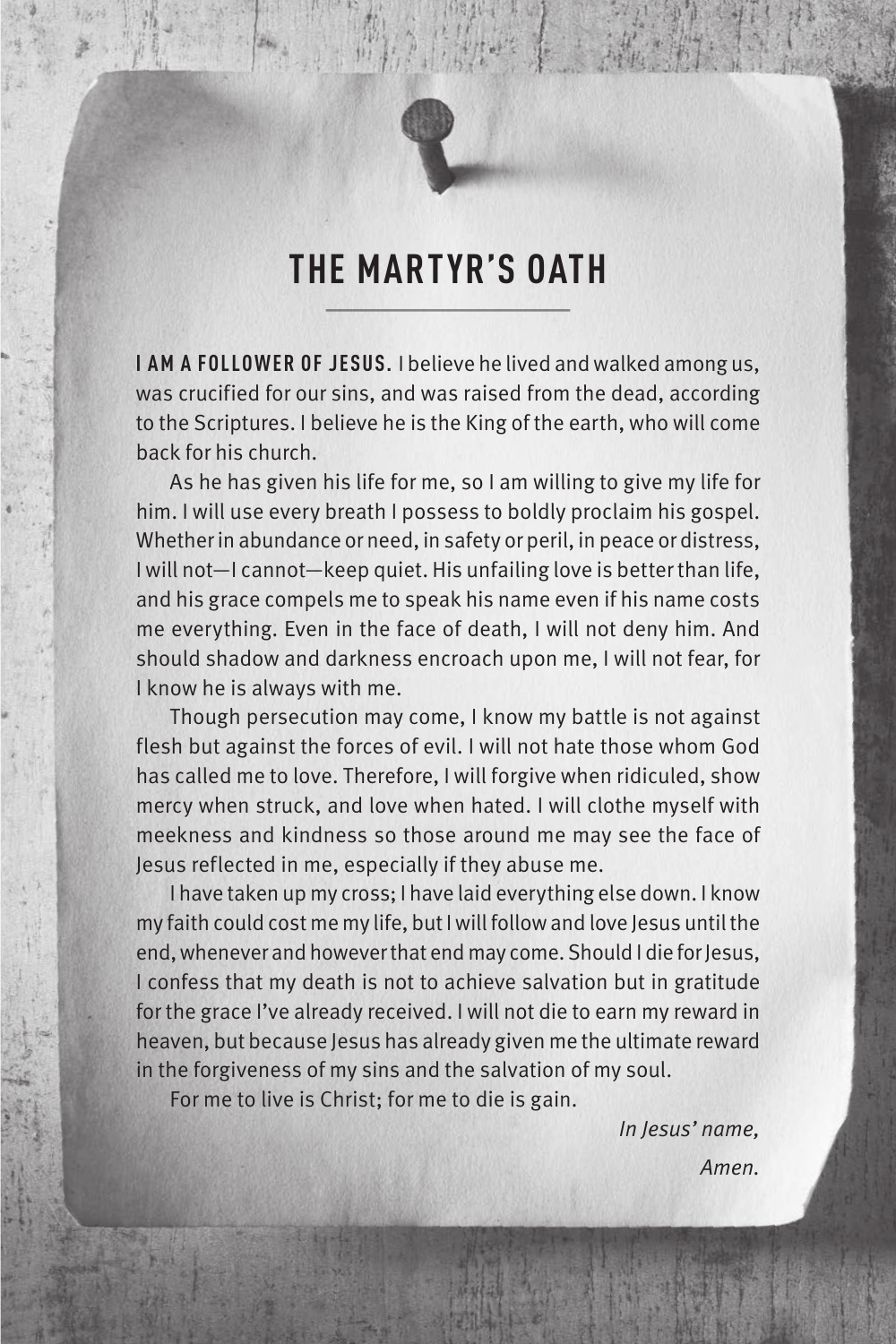# THE MARTYR'S OATH

**I AM A FOLLOWER OF JESUS.** I believe he lived and walked among us, was crucified for our sins, and was raised from the dead, according to the Scriptures. I believe he is the King of the earth, who will come back for his church.

As he has given his life for me, so I am willing to give my life for him. I will use every breath I possess to boldly proclaim his gospel. Whether in abundance or need, in safety or peril, in peace or distress, I will not—I cannot—keep quiet. His unfailing love is better than life, and his grace compels me to speak his name even if his name costs me everything. Even in the face of death, I will not deny him. And should shadow and darkness encroach upon me, I will not fear, for I know he is always with me.

Though persecution may come, I know my battle is not against flesh but against the forces of evil. I will not hate those whom God has called me to love. Therefore, I will forgive when ridiculed, show mercy when struck, and love when hated. I will clothe myself with meekness and kindness so those around me may see the face of Jesus reflected in me, especially if they abuse me.

I have taken up my cross; I have laid everything else down. I know my faith could cost me my life, but I will follow and love Jesus until the end, whenever and however that end may come. Should I die for Jesus, I confess that my death is not to achieve salvation but in gratitude for the grace I've already received. I will not die to earn my reward in heaven, but because Jesus has already given me the ultimate reward in the forgiveness of my sins and the salvation of my soul.

For me to live is Christ; for me to die is gain.

*In Jesus' name,*

*Amen.*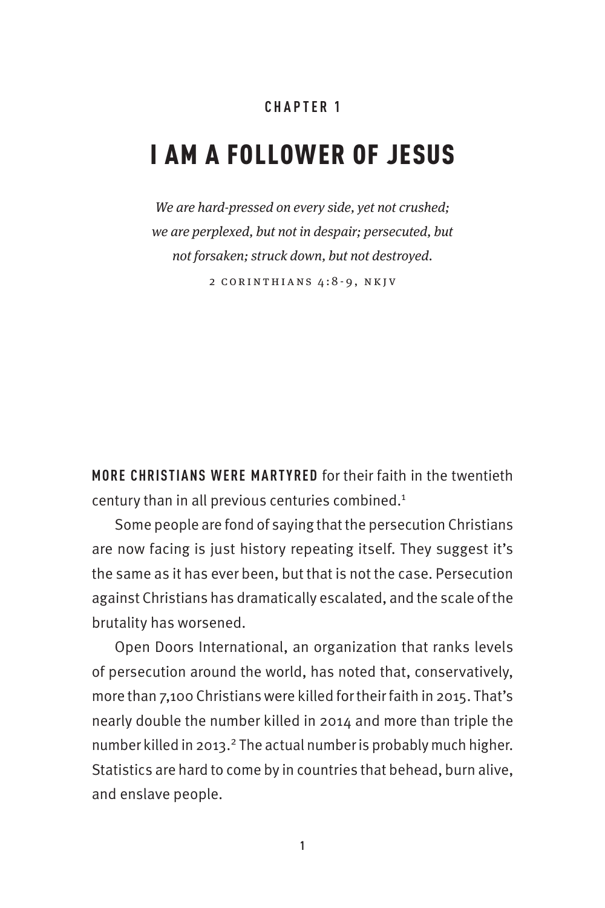## CHAPTER 1

# I AM A FOLLOWER OF JESUS

*We are hard-pressed on every side, yet not crushed; we are perplexed, but not in despair; persecuted, but not forsaken; struck down, but not destroyed.*

2 CORINTHIANS 4:8-9, NKJV

**MORE CHRISTIANS WERE MARTYRED** for their faith in the twentieth century than in all previous centuries combined.[1]

Some people are fond of saying that the persecution Christians are now facing is just history repeating itself. They suggest it's the same as it has ever been, but that is not the case. Persecution against Christians has dramatically escalated, and the scale of the brutality has worsened.

Open Doors International, an organization that ranks levels of persecution around the world, has noted that, conservatively, more than 7,100 Christians were killed for their faith in 2015. That's nearly double the number killed in 2014 and more than triple the number killed in 2013.[2] The actual number is probably much higher. Statistics are hard to come by in countries that behead, burn alive, and enslave people.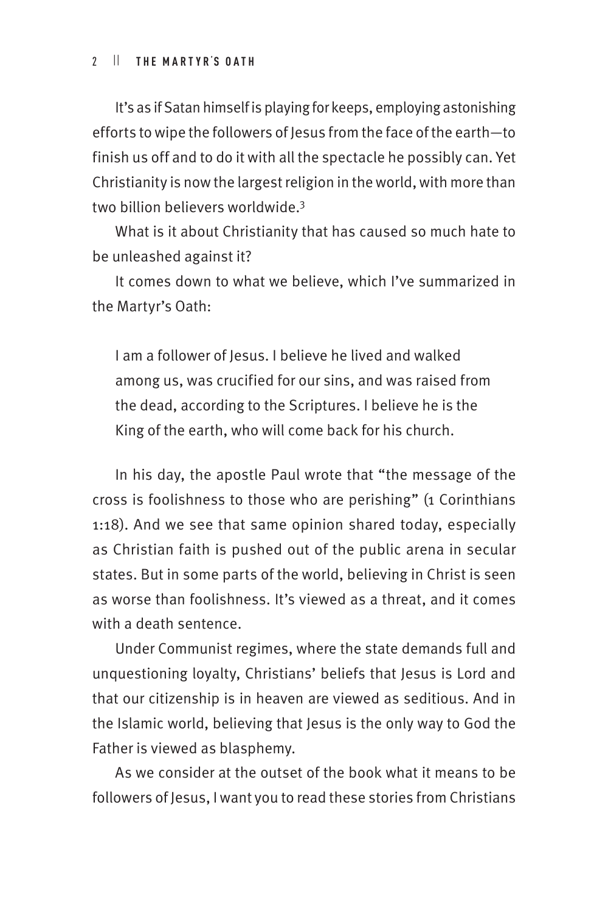It's as if Satan himself is playing for keeps, employing astonishing efforts to wipe the followers of Jesus from the face of the earth—to finish us off and to do it with all the spectacle he possibly can. Yet Christianity is now the largest religion in the world, with more than two billion believers worldwide.[3]

What is it about Christianity that has caused so much hate to be unleashed against it?

It comes down to what we believe, which I've summarized in the Martyr's Oath:

> I am a follower of Jesus. I believe he lived and walked among us, was crucified for our sins, and was raised from the dead, according to the Scriptures. I believe he is the King of the earth, who will come back for his church.

In his day, the apostle Paul wrote that "the message of the cross is foolishness to those who are perishing" (1 Corinthians 1:18). And we see that same opinion shared today, especially as Christian faith is pushed out of the public arena in secular states. But in some parts of the world, believing in Christ is seen as worse than foolishness. It's viewed as a threat, and it comes with a death sentence.

Under Communist regimes, where the state demands full and unquestioning loyalty, Christians' beliefs that Jesus is Lord and that our citizenship is in heaven are viewed as seditious. And in the Islamic world, believing that Jesus is the only way to God the Father is viewed as blasphemy.

As we consider at the outset of the book what it means to be followers of Jesus, I want you to read these stories from Christians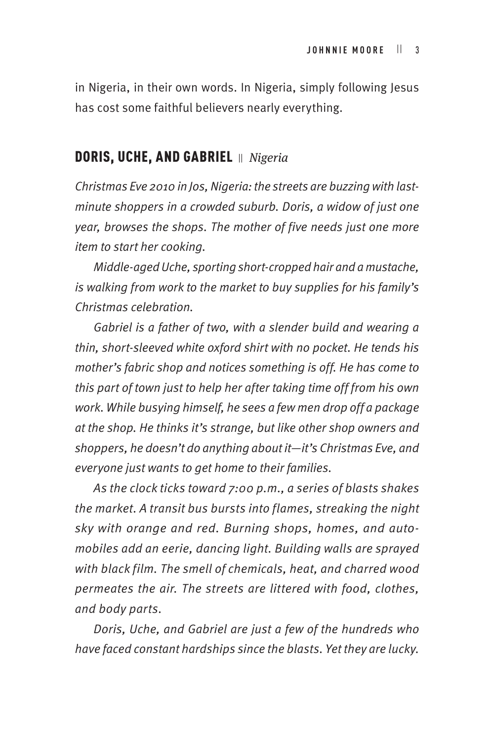in Nigeria, in their own words. In Nigeria, simply following Jesus has cost some faithful believers nearly everything.

## DORIS, UCHE, AND GABRIEL || *Nigeria*

*Christmas Eve 2010 in Jos, Nigeria: the streets are buzzing with last-minute shoppers in a crowded suburb. Doris, a widow of just one year, browses the shops. The mother of five needs just one more item to start her cooking.*

*Middle-aged Uche, sporting short-cropped hair and a mustache, is walking from work to the market to buy supplies for his family's Christmas celebration.*

*Gabriel is a father of two, with a slender build and wearing a thin, short-sleeved white oxford shirt with no pocket. He tends his mother's fabric shop and notices something is off. He has come to this part of town just to help her after taking time off from his own work. While busying himself, he sees a few men drop off a package at the shop. He thinks it's strange, but like other shop owners and shoppers, he doesn't do anything about it—it's Christmas Eve, and everyone just wants to get home to their families.*

*As the clock ticks toward 7:00 p.m., a series of blasts shakes the market. A transit bus bursts into flames, streaking the night sky with orange and red. Burning shops, homes, and automobiles add an eerie, dancing light. Building walls are sprayed with black film. The smell of chemicals, heat, and charred wood permeates the air. The streets are littered with food, clothes, and body parts.*

*Doris, Uche, and Gabriel are just a few of the hundreds who have faced constant hardships since the blasts. Yet they are lucky.*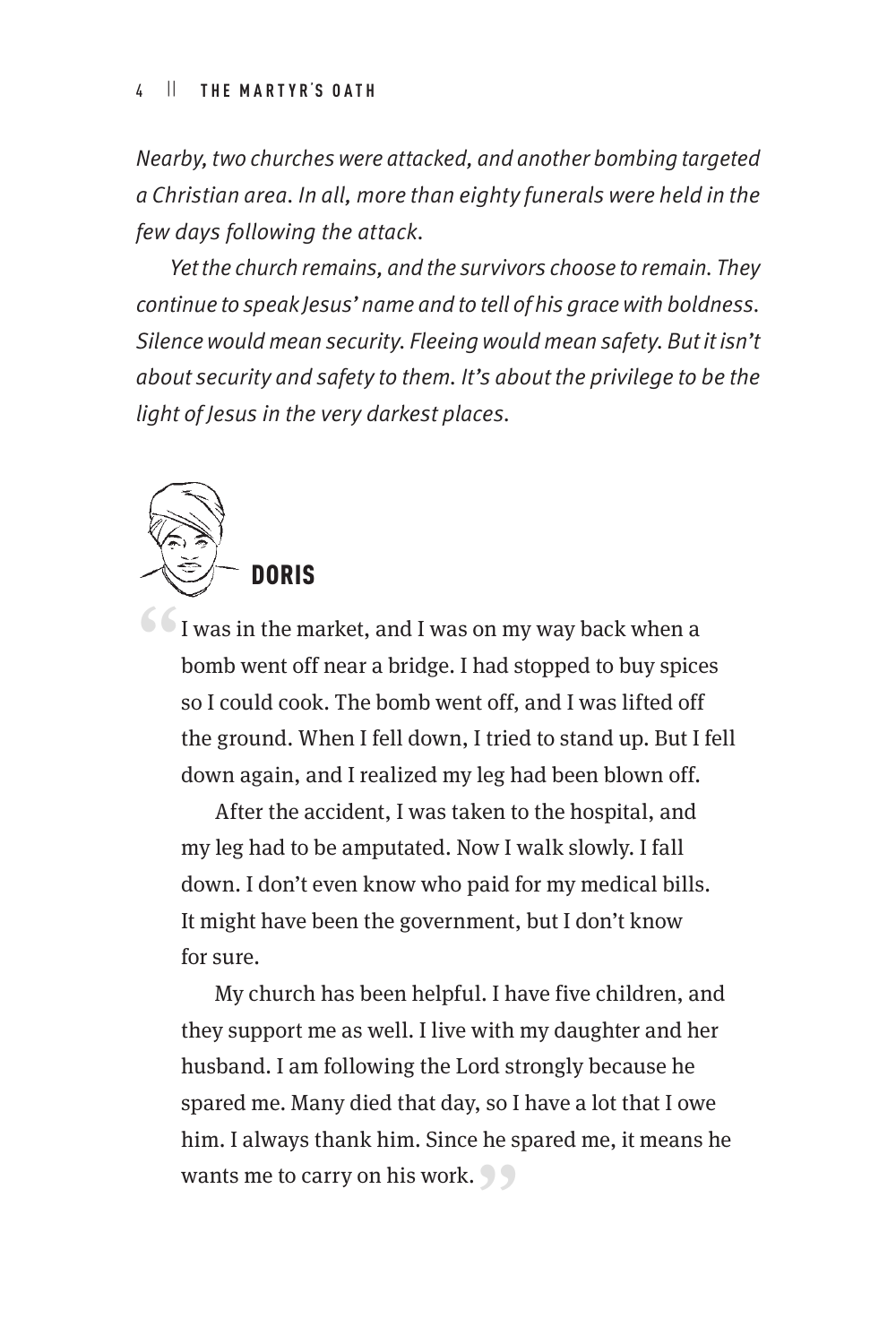*Nearby, two churches were attacked, and another bombing targeted a Christian area. In all, more than eighty funerals were held in the few days following the attack.*

*Yet the church remains, and the survivors choose to remain. They continue to speak Jesus' name and to tell of his grace with boldness. Silence would mean security. Fleeing would mean safety. But it isn't about security and safety to them. It's about the privilege to be the light of Jesus in the very darkest places.*

## DORIS

"I was in the market, and I was on my way back when a bomb went off near a bridge. I had stopped to buy spices so I could cook. The bomb went off, and I was lifted off the ground. When I fell down, I tried to stand up. But I fell down again, and I realized my leg had been blown off.

After the accident, I was taken to the hospital, and my leg had to be amputated. Now I walk slowly. I fall down. I don't even know who paid for my medical bills. It might have been the government, but I don't know for sure.

My church has been helpful. I have five children, and they support me as well. I live with my daughter and her husband. I am following the Lord strongly because he spared me. Many died that day, so I have a lot that I owe him. I always thank him. Since he spared me, it means he wants me to carry on his work."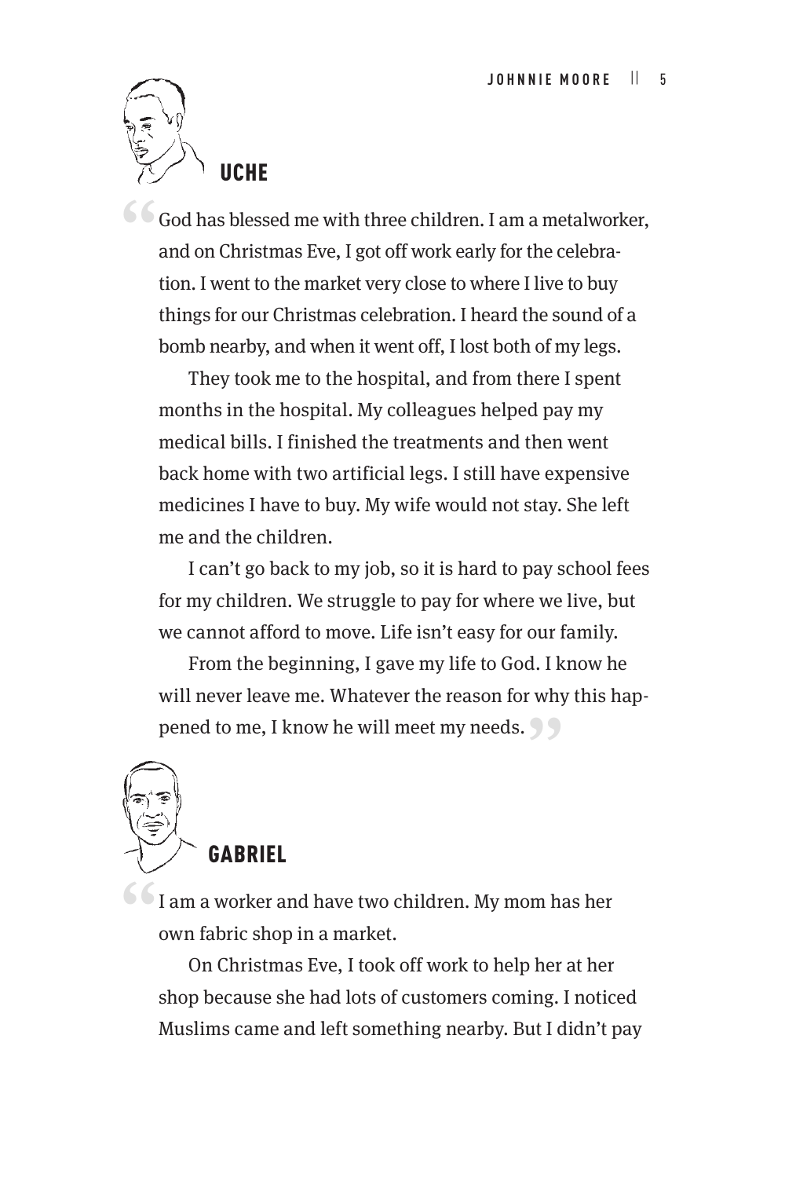## UCHE

"God has blessed me with three children. I am a metalworker, and on Christmas Eve, I got off work early for the celebration. I went to the market very close to where I live to buy things for our Christmas celebration. I heard the sound of a bomb nearby, and when it went off, I lost both of my legs.

They took me to the hospital, and from there I spent months in the hospital. My colleagues helped pay my medical bills. I finished the treatments and then went back home with two artificial legs. I still have expensive medicines I have to buy. My wife would not stay. She left me and the children.

I can't go back to my job, so it is hard to pay school fees for my children. We struggle to pay for where we live, but we cannot afford to move. Life isn't easy for our family.

From the beginning, I gave my life to God. I know he will never leave me. Whatever the reason for why this happened to me, I know he will meet my needs."

## GABRIEL

"I am a worker and have two children. My mom has her own fabric shop in a market.

On Christmas Eve, I took off work to help her at her shop because she had lots of customers coming. I noticed Muslims came and left something nearby. But I didn't pay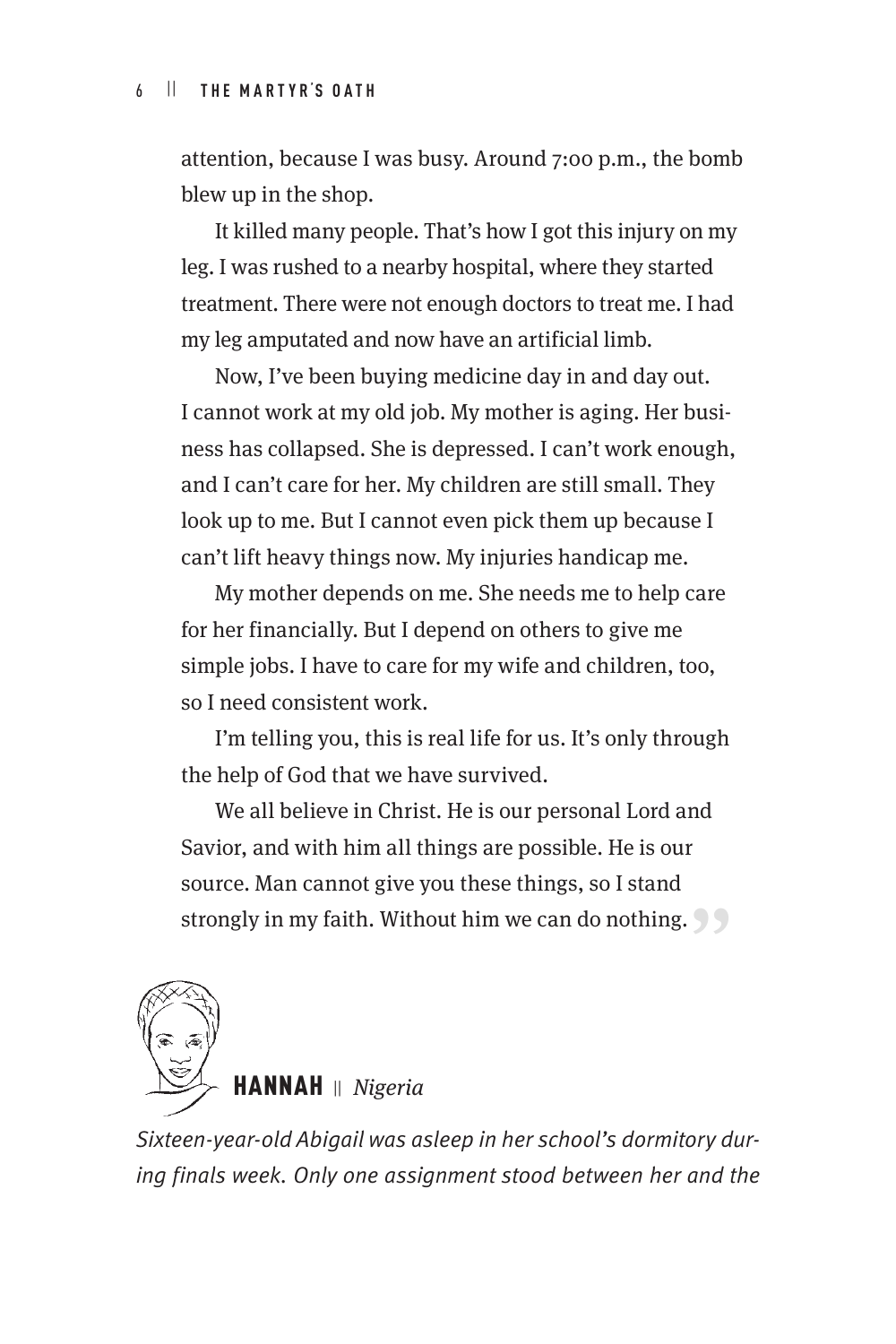attention, because I was busy. Around 7:00 p.m., the bomb blew up in the shop.

It killed many people. That's how I got this injury on my leg. I was rushed to a nearby hospital, where they started treatment. There were not enough doctors to treat me. I had my leg amputated and now have an artificial limb.

Now, I've been buying medicine day in and day out. I cannot work at my old job. My mother is aging. Her business has collapsed. She is depressed. I can't work enough, and I can't care for her. My children are still small. They look up to me. But I cannot even pick them up because I can't lift heavy things now. My injuries handicap me.

My mother depends on me. She needs me to help care for her financially. But I depend on others to give me simple jobs. I have to care for my wife and children, too, so I need consistent work.

I'm telling you, this is real life for us. It's only through the help of God that we have survived.

We all believe in Christ. He is our personal Lord and Savior, and with him all things are possible. He is our source. Man cannot give you these things, so I stand strongly in my faith. Without him we can do nothing. ”

## HANNAH || *Nigeria*

*Sixteen-year-old Abigail was asleep in her school's dormitory during finals week. Only one assignment stood between her and the*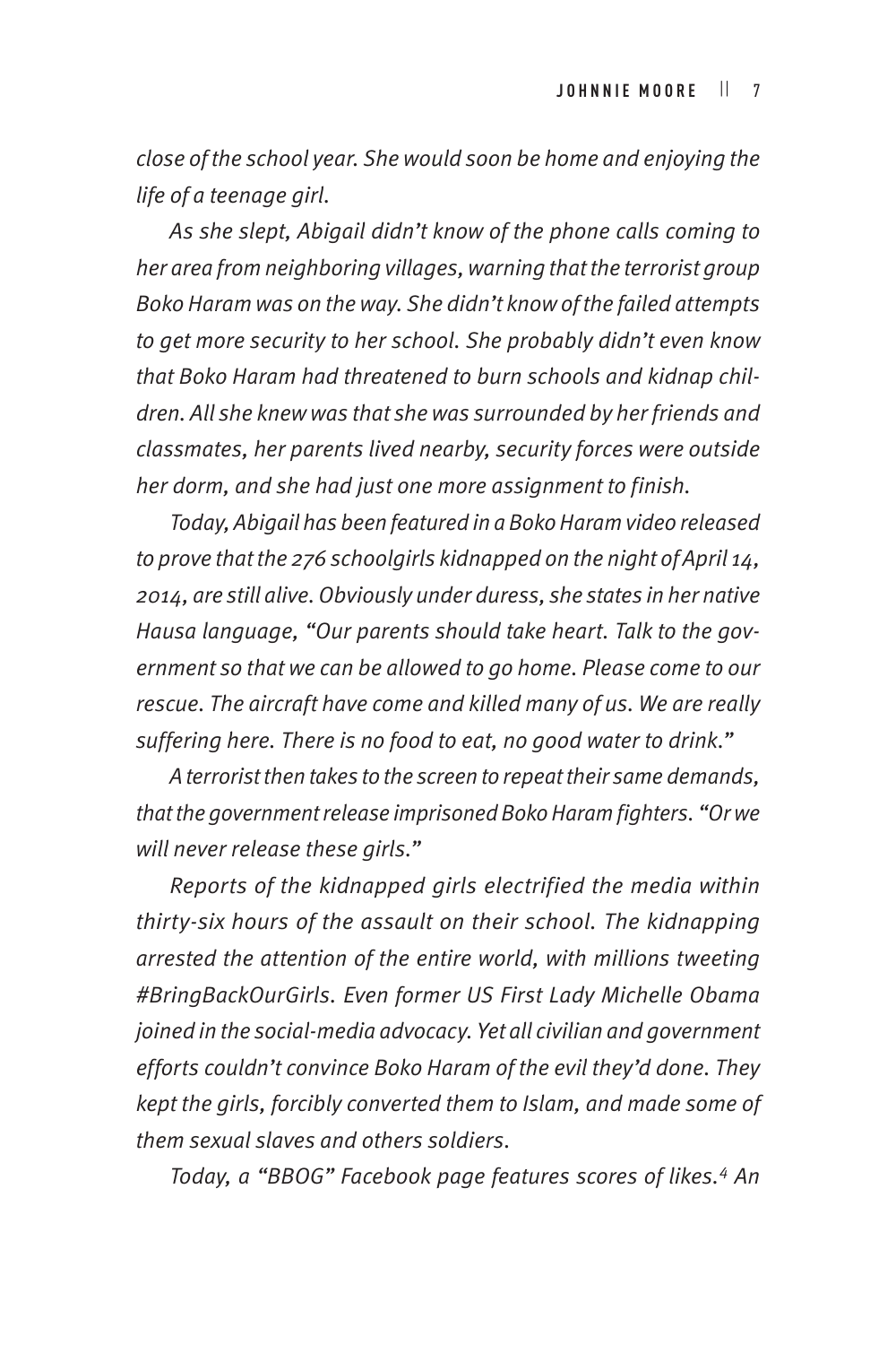*close of the school year. She would soon be home and enjoying the life of a teenage girl.*

*As she slept, Abigail didn't know of the phone calls coming to her area from neighboring villages, warning that the terrorist group Boko Haram was on the way. She didn't know of the failed attempts to get more security to her school. She probably didn't even know that Boko Haram had threatened to burn schools and kidnap children. All she knew was that she was surrounded by her friends and classmates, her parents lived nearby, security forces were outside her dorm, and she had just one more assignment to finish.*

*Today, Abigail has been featured in a Boko Haram video released to prove that the 276 schoolgirls kidnapped on the night of April 14, 2014, are still alive. Obviously under duress, she states in her native Hausa language, "Our parents should take heart. Talk to the government so that we can be allowed to go home. Please come to our rescue. The aircraft have come and killed many of us. We are really suffering here. There is no food to eat, no good water to drink."*

*A terrorist then takes to the screen to repeat their same demands, that the government release imprisoned Boko Haram fighters. "Or we will never release these girls."*

*Reports of the kidnapped girls electrified the media within thirty-six hours of the assault on their school. The kidnapping arrested the attention of the entire world, with millions tweeting #BringBackOurGirls. Even former US First Lady Michelle Obama joined in the social-media advocacy. Yet all civilian and government efforts couldn't convince Boko Haram of the evil they'd done. They kept the girls, forcibly converted them to Islam, and made some of them sexual slaves and others soldiers.*

*Today, a "BBOG" Facebook page features scores of likes.[4] An*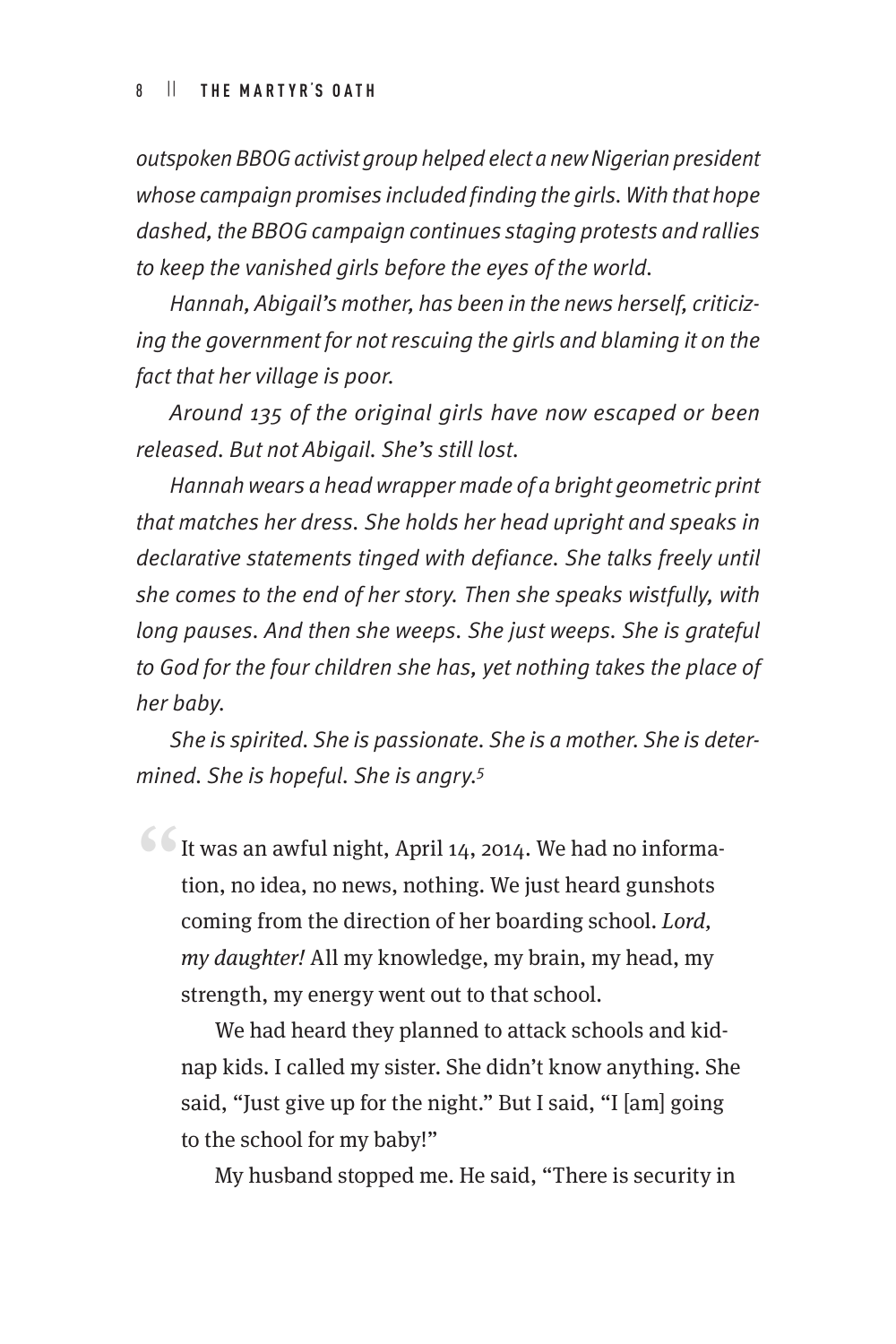*outspoken BBOG activist group helped elect a new Nigerian president whose campaign promises included finding the girls. With that hope dashed, the BBOG campaign continues staging protests and rallies to keep the vanished girls before the eyes of the world.*

*Hannah, Abigail's mother, has been in the news herself, criticizing the government for not rescuing the girls and blaming it on the fact that her village is poor.*

*Around 135 of the original girls have now escaped or been released. But not Abigail. She's still lost.*

*Hannah wears a head wrapper made of a bright geometric print that matches her dress. She holds her head upright and speaks in declarative statements tinged with defiance. She talks freely until she comes to the end of her story. Then she speaks wistfully, with long pauses. And then she weeps. She just weeps. She is grateful to God for the four children she has, yet nothing takes the place of her baby.*

*She is spirited. She is passionate. She is a mother. She is determined. She is hopeful. She is angry.*[5]

> "It was an awful night, April 14, 2014. We had no information, no idea, no news, nothing. We just heard gunshots coming from the direction of her boarding school. *Lord, my daughter!* All my knowledge, my brain, my head, my strength, my energy went out to that school.
>
> We had heard they planned to attack schools and kidnap kids. I called my sister. She didn't know anything. She said, "Just give up for the night." But I said, "I [am] going to the school for my baby!"
>
> My husband stopped me. He said, "There is security in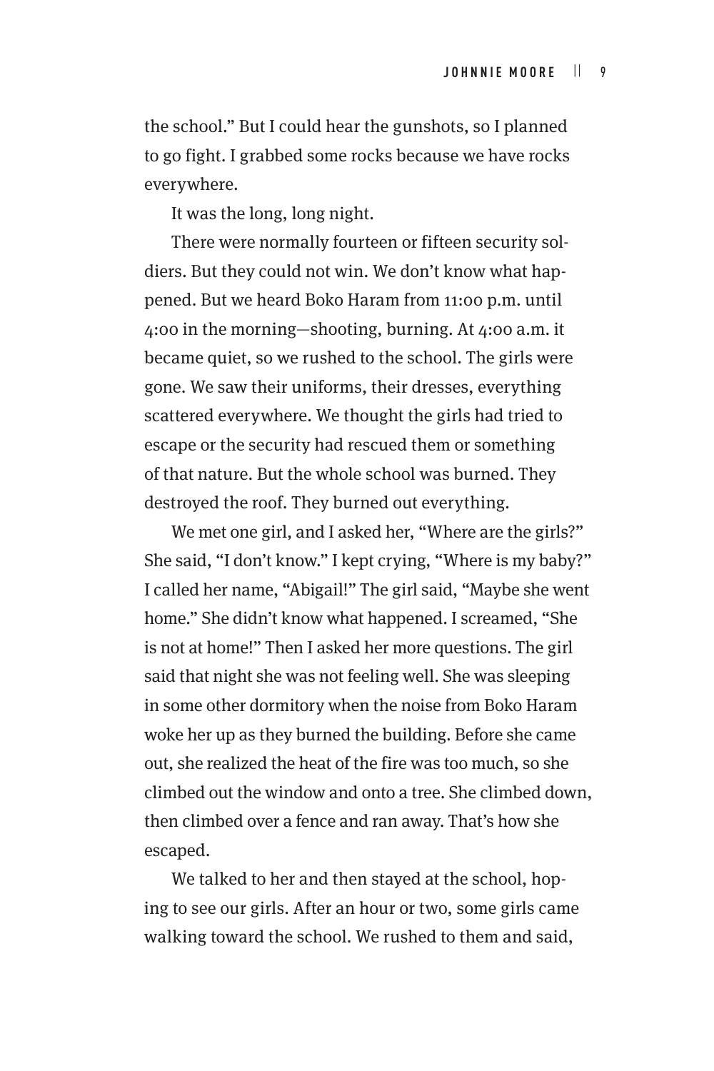the school." But I could hear the gunshots, so I planned to go fight. I grabbed some rocks because we have rocks everywhere.

It was the long, long night.

There were normally fourteen or fifteen security soldiers. But they could not win. We don't know what happened. But we heard Boko Haram from 11:00 p.m. until 4:00 in the morning—shooting, burning. At 4:00 a.m. it became quiet, so we rushed to the school. The girls were gone. We saw their uniforms, their dresses, everything scattered everywhere. We thought the girls had tried to escape or the security had rescued them or something of that nature. But the whole school was burned. They destroyed the roof. They burned out everything.

We met one girl, and I asked her, "Where are the girls?" She said, "I don't know." I kept crying, "Where is my baby?" I called her name, "Abigail!" The girl said, "Maybe she went home." She didn't know what happened. I screamed, "She is not at home!" Then I asked her more questions. The girl said that night she was not feeling well. She was sleeping in some other dormitory when the noise from Boko Haram woke her up as they burned the building. Before she came out, she realized the heat of the fire was too much, so she climbed out the window and onto a tree. She climbed down, then climbed over a fence and ran away. That's how she escaped.

We talked to her and then stayed at the school, hoping to see our girls. After an hour or two, some girls came walking toward the school. We rushed to them and said,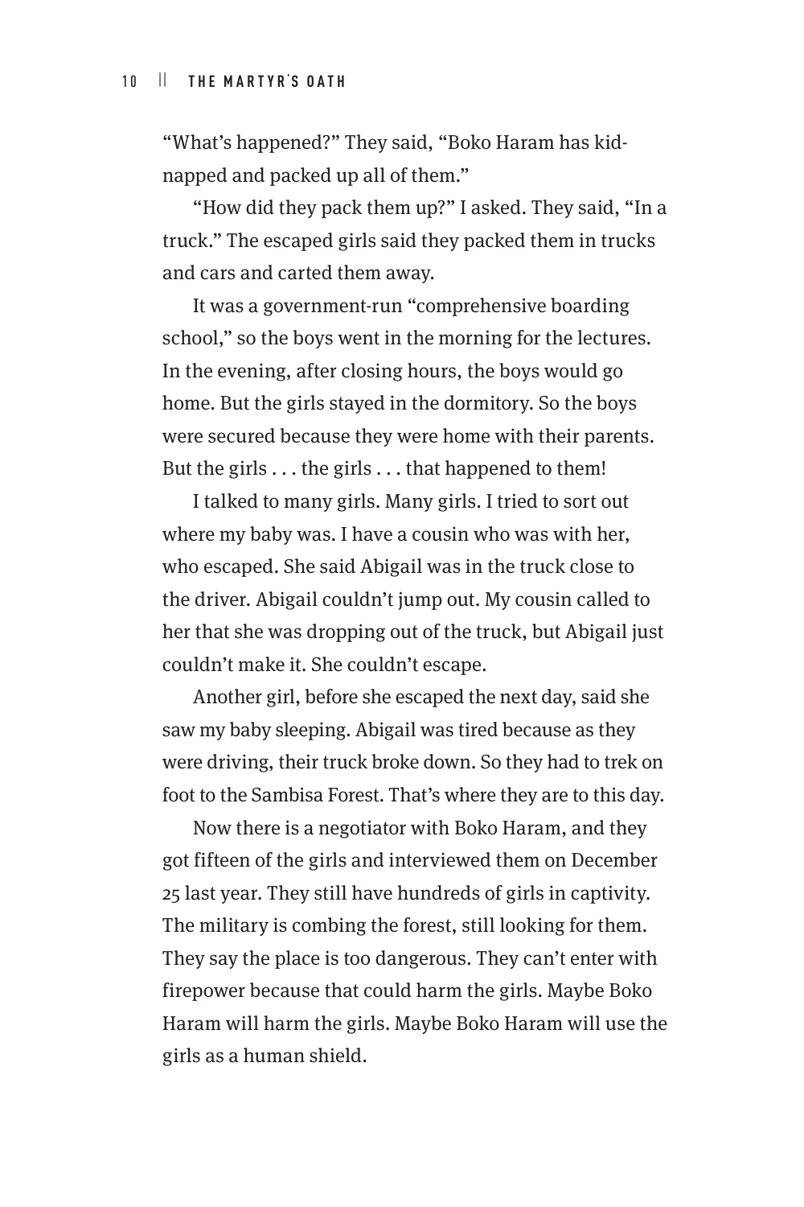"What's happened?" They said, "Boko Haram has kidnapped and packed up all of them."

"How did they pack them up?" I asked. They said, "In a truck." The escaped girls said they packed them in trucks and cars and carted them away.

It was a government-run "comprehensive boarding school," so the boys went in the morning for the lectures. In the evening, after closing hours, the boys would go home. But the girls stayed in the dormitory. So the boys were secured because they were home with their parents. But the girls . . . the girls . . . that happened to them!

I talked to many girls. Many girls. I tried to sort out where my baby was. I have a cousin who was with her, who escaped. She said Abigail was in the truck close to the driver. Abigail couldn't jump out. My cousin called to her that she was dropping out of the truck, but Abigail just couldn't make it. She couldn't escape.

Another girl, before she escaped the next day, said she saw my baby sleeping. Abigail was tired because as they were driving, their truck broke down. So they had to trek on foot to the Sambisa Forest. That's where they are to this day.

Now there is a negotiator with Boko Haram, and they got fifteen of the girls and interviewed them on December 25 last year. They still have hundreds of girls in captivity. The military is combing the forest, still looking for them. They say the place is too dangerous. They can't enter with firepower because that could harm the girls. Maybe Boko Haram will harm the girls. Maybe Boko Haram will use the girls as a human shield.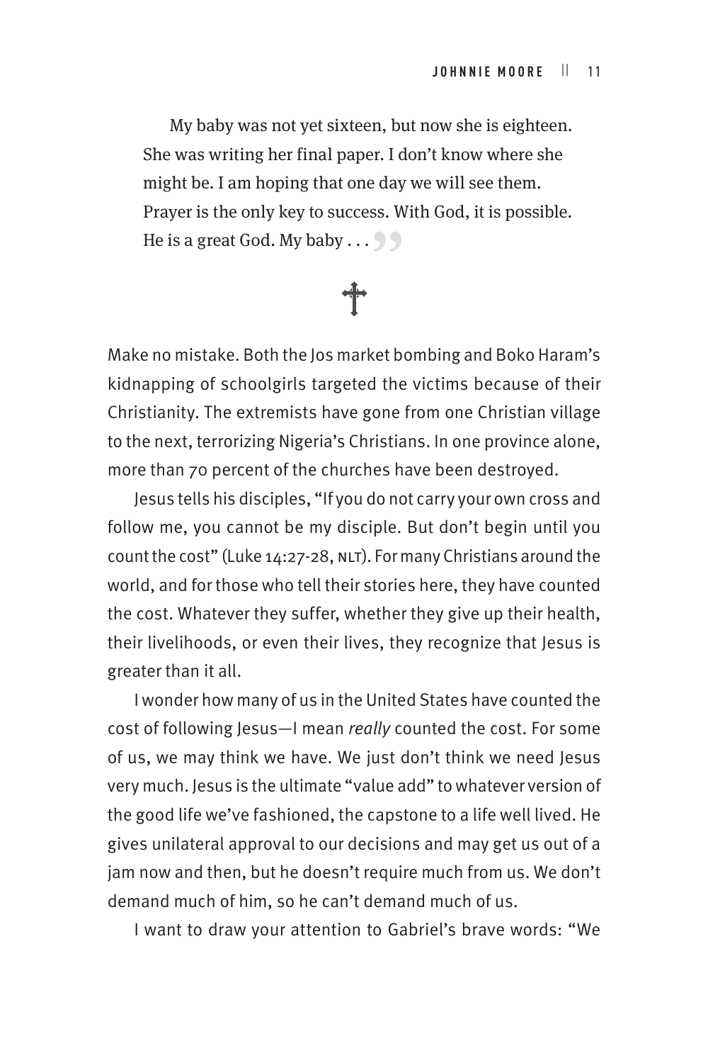My baby was not yet sixteen, but now she is eighteen. She was writing her final paper. I don't know where she might be. I am hoping that one day we will see them. Prayer is the only key to success. With God, it is possible. He is a great God. My baby . . . ”

†

Make no mistake. Both the Jos market bombing and Boko Haram's kidnapping of schoolgirls targeted the victims because of their Christianity. The extremists have gone from one Christian village to the next, terrorizing Nigeria's Christians. In one province alone, more than 70 percent of the churches have been destroyed.

Jesus tells his disciples, "If you do not carry your own cross and follow me, you cannot be my disciple. But don't begin until you count the cost" (Luke 14:27-28, NLT). For many Christians around the world, and for those who tell their stories here, they have counted the cost. Whatever they suffer, whether they give up their health, their livelihoods, or even their lives, they recognize that Jesus is greater than it all.

I wonder how many of us in the United States have counted the cost of following Jesus—I mean *really* counted the cost. For some of us, we may think we have. We just don't think we need Jesus very much. Jesus is the ultimate "value add" to whatever version of the good life we've fashioned, the capstone to a life well lived. He gives unilateral approval to our decisions and may get us out of a jam now and then, but he doesn't require much from us. We don't demand much of him, so he can't demand much of us.

I want to draw your attention to Gabriel's brave words: "We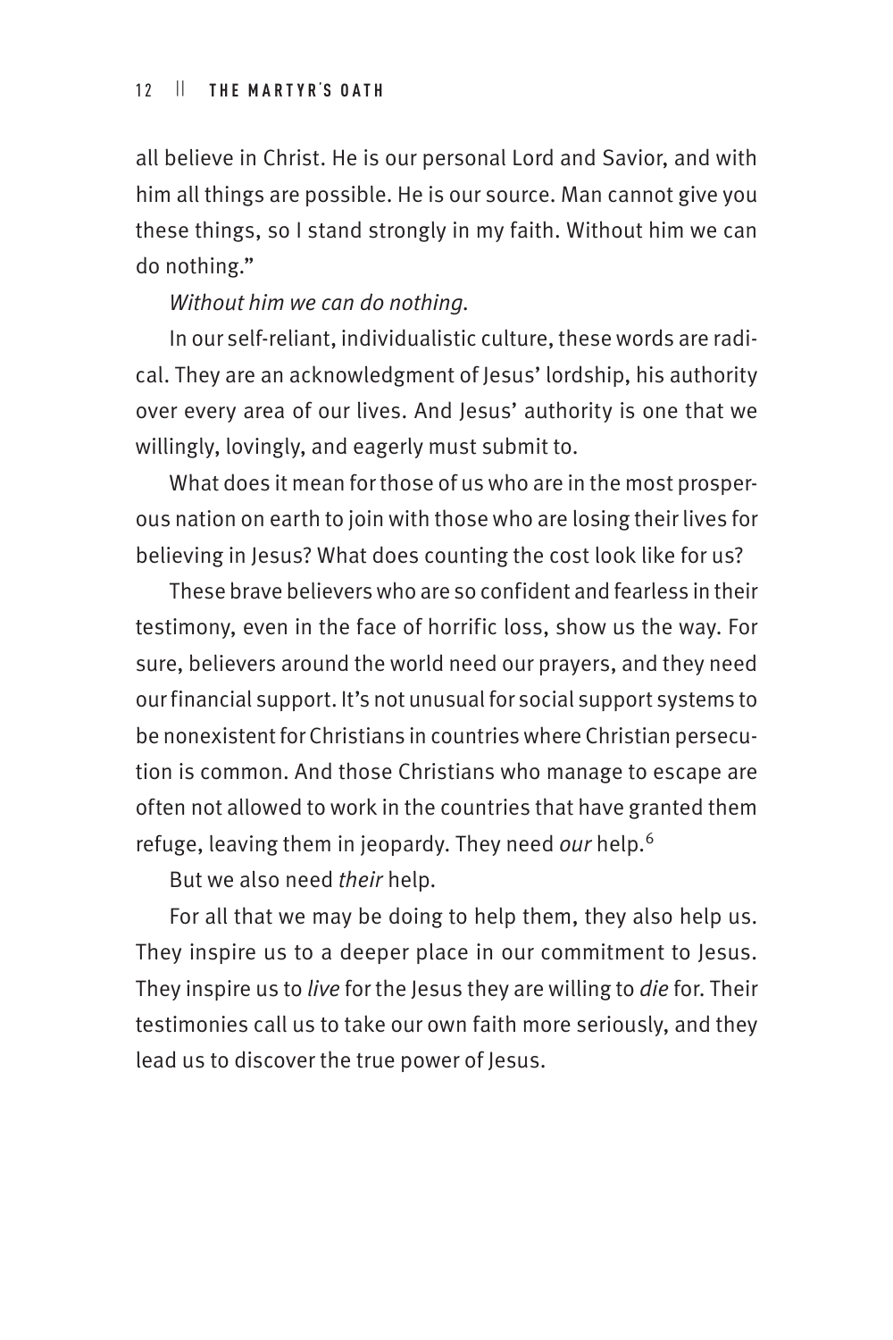all believe in Christ. He is our personal Lord and Savior, and with him all things are possible. He is our source. Man cannot give you these things, so I stand strongly in my faith. Without him we can do nothing."

*Without him we can do nothing.*

In our self-reliant, individualistic culture, these words are radical. They are an acknowledgment of Jesus' lordship, his authority over every area of our lives. And Jesus' authority is one that we willingly, lovingly, and eagerly must submit to.

What does it mean for those of us who are in the most prosperous nation on earth to join with those who are losing their lives for believing in Jesus? What does counting the cost look like for us?

These brave believers who are so confident and fearless in their testimony, even in the face of horrific loss, show us the way. For sure, believers around the world need our prayers, and they need our financial support. It's not unusual for social support systems to be nonexistent for Christians in countries where Christian persecution is common. And those Christians who manage to escape are often not allowed to work in the countries that have granted them refuge, leaving them in jeopardy. They need *our* help.[6]

But we also need *their* help.

For all that we may be doing to help them, they also help us. They inspire us to a deeper place in our commitment to Jesus. They inspire us to *live* for the Jesus they are willing to *die* for. Their testimonies call us to take our own faith more seriously, and they lead us to discover the true power of Jesus.